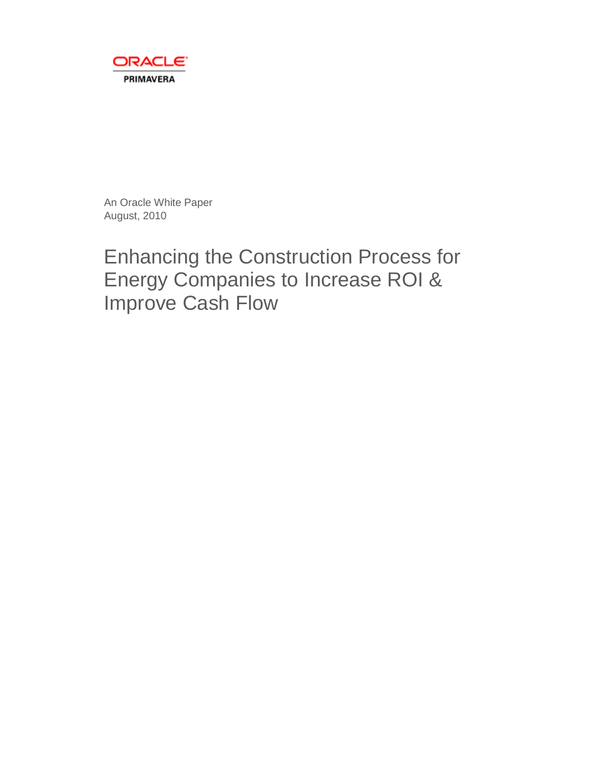ORACLE
PRIMAVERA

An Oracle White Paper
August, 2010

# Enhancing the Construction Process for Energy Companies to Increase ROI & Improve Cash Flow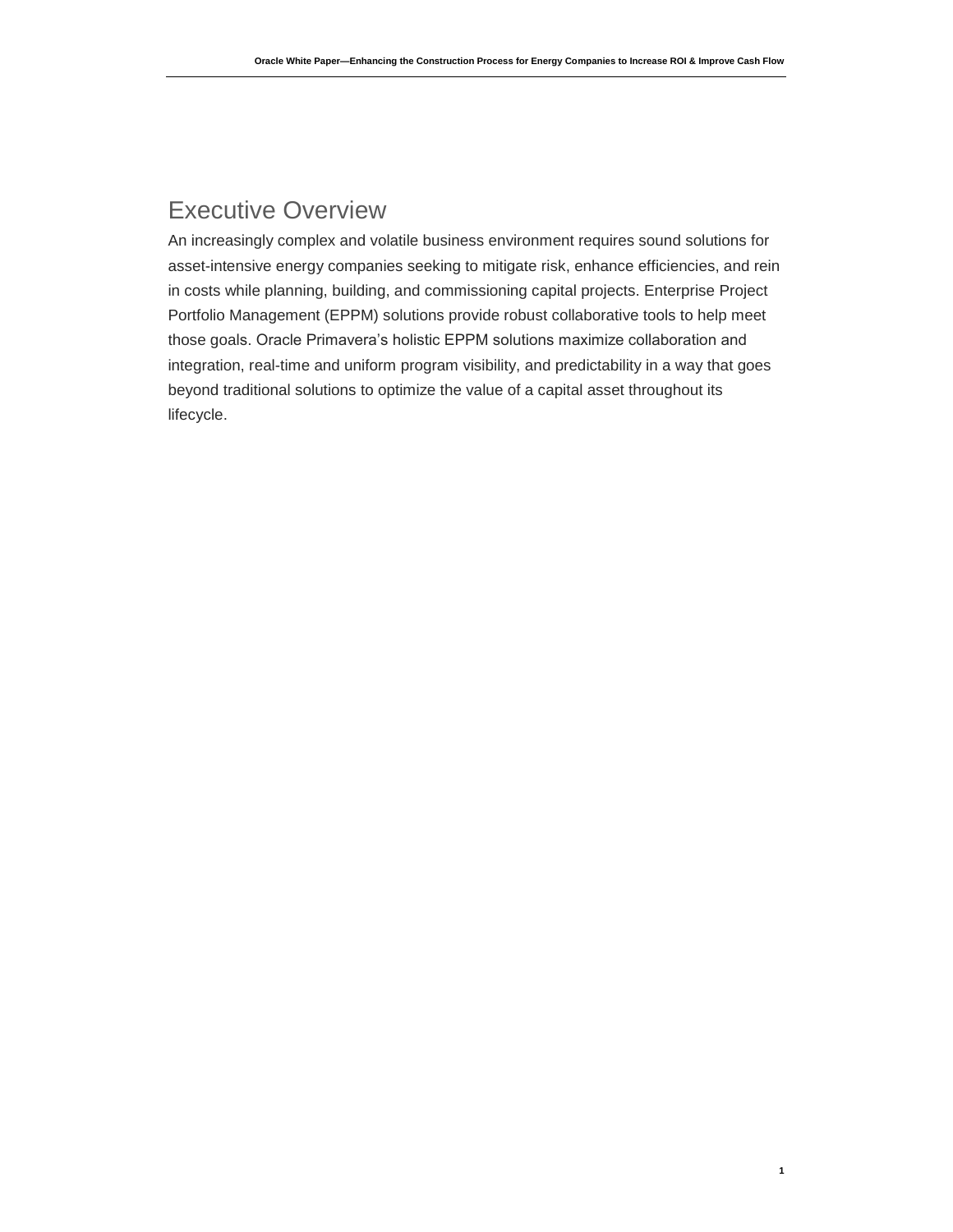# Executive Overview

An increasingly complex and volatile business environment requires sound solutions for asset-intensive energy companies seeking to mitigate risk, enhance efficiencies, and rein in costs while planning, building, and commissioning capital projects. Enterprise Project Portfolio Management (EPPM) solutions provide robust collaborative tools to help meet those goals. Oracle Primavera's holistic EPPM solutions maximize collaboration and integration, real-time and uniform program visibility, and predictability in a way that goes beyond traditional solutions to optimize the value of a capital asset throughout its lifecycle.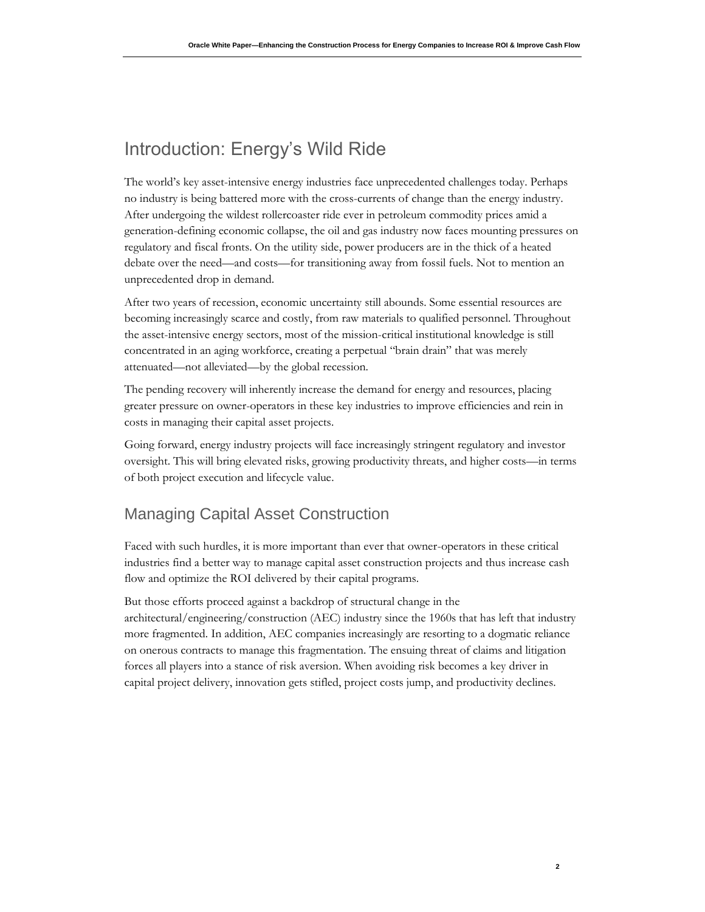# Introduction: Energy's Wild Ride

The world's key asset-intensive energy industries face unprecedented challenges today. Perhaps no industry is being battered more with the cross-currents of change than the energy industry. After undergoing the wildest rollercoaster ride ever in petroleum commodity prices amid a generation-defining economic collapse, the oil and gas industry now faces mounting pressures on regulatory and fiscal fronts. On the utility side, power producers are in the thick of a heated debate over the need—and costs—for transitioning away from fossil fuels. Not to mention an unprecedented drop in demand.

After two years of recession, economic uncertainty still abounds. Some essential resources are becoming increasingly scarce and costly, from raw materials to qualified personnel. Throughout the asset-intensive energy sectors, most of the mission-critical institutional knowledge is still concentrated in an aging workforce, creating a perpetual "brain drain" that was merely attenuated—not alleviated—by the global recession.

The pending recovery will inherently increase the demand for energy and resources, placing greater pressure on owner-operators in these key industries to improve efficiencies and rein in costs in managing their capital asset projects.

Going forward, energy industry projects will face increasingly stringent regulatory and investor oversight. This will bring elevated risks, growing productivity threats, and higher costs—in terms of both project execution and lifecycle value.

## Managing Capital Asset Construction

Faced with such hurdles, it is more important than ever that owner-operators in these critical industries find a better way to manage capital asset construction projects and thus increase cash flow and optimize the ROI delivered by their capital programs.

But those efforts proceed against a backdrop of structural change in the architectural/engineering/construction (AEC) industry since the 1960s that has left that industry more fragmented. In addition, AEC companies increasingly are resorting to a dogmatic reliance on onerous contracts to manage this fragmentation. The ensuing threat of claims and litigation forces all players into a stance of risk aversion. When avoiding risk becomes a key driver in capital project delivery, innovation gets stifled, project costs jump, and productivity declines.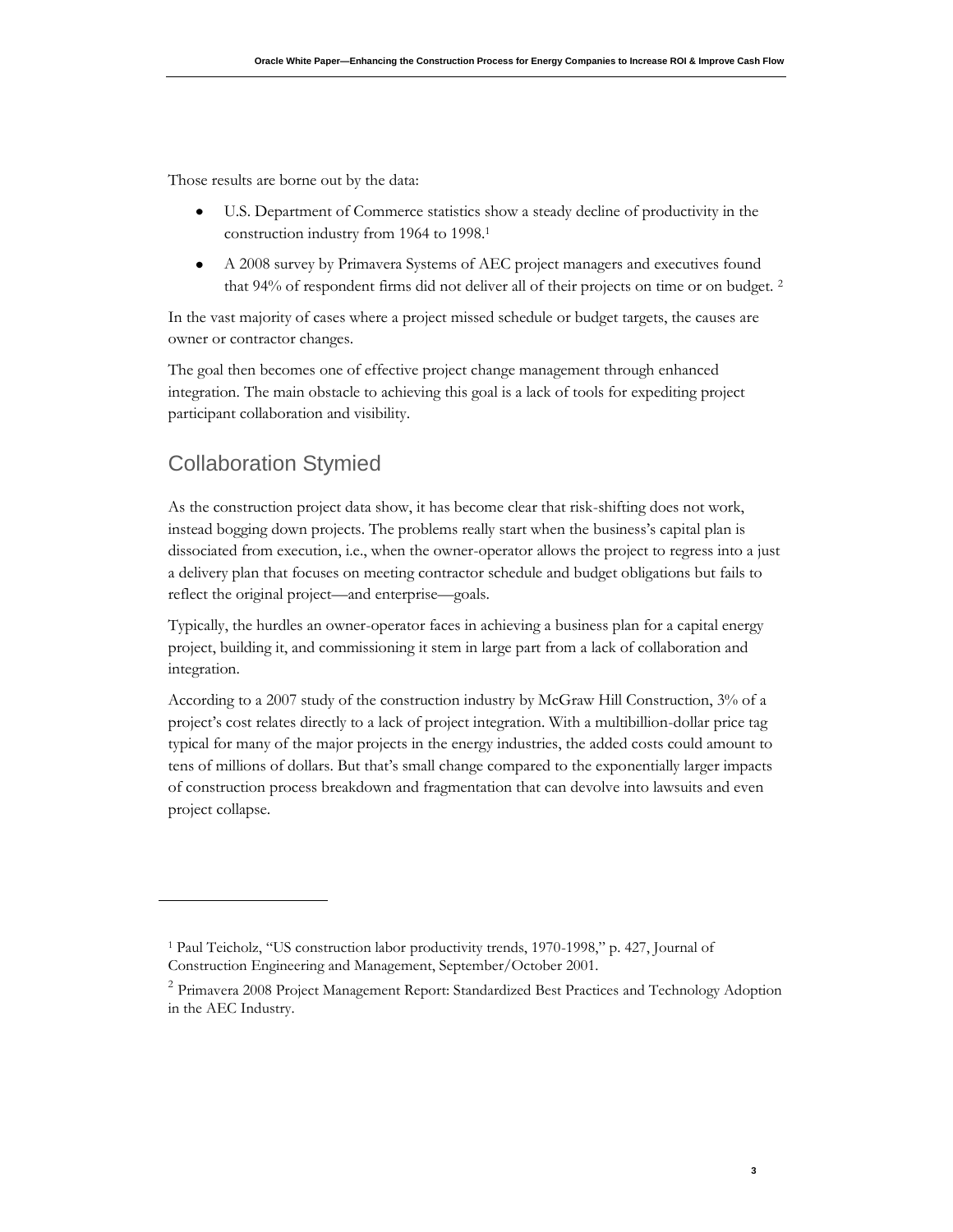Those results are borne out by the data:

- U.S. Department of Commerce statistics show a steady decline of productivity in the construction industry from 1964 to 1998.[1]
- A 2008 survey by Primavera Systems of AEC project managers and executives found that 94% of respondent firms did not deliver all of their projects on time or on budget. [2]

In the vast majority of cases where a project missed schedule or budget targets, the causes are owner or contractor changes.

The goal then becomes one of effective project change management through enhanced integration. The main obstacle to achieving this goal is a lack of tools for expediting project participant collaboration and visibility.

## Collaboration Stymied

As the construction project data show, it has become clear that risk-shifting does not work, instead bogging down projects. The problems really start when the business's capital plan is dissociated from execution, i.e., when the owner-operator allows the project to regress into a just a delivery plan that focuses on meeting contractor schedule and budget obligations but fails to reflect the original project—and enterprise—goals.

Typically, the hurdles an owner-operator faces in achieving a business plan for a capital energy project, building it, and commissioning it stem in large part from a lack of collaboration and integration.

According to a 2007 study of the construction industry by McGraw Hill Construction, 3% of a project's cost relates directly to a lack of project integration. With a multibillion-dollar price tag typical for many of the major projects in the energy industries, the added costs could amount to tens of millions of dollars. But that's small change compared to the exponentially larger impacts of construction process breakdown and fragmentation that can devolve into lawsuits and even project collapse.

---

[1] Paul Teicholz, "US construction labor productivity trends, 1970-1998," p. 427, Journal of Construction Engineering and Management, September/October 2001.

[2] Primavera 2008 Project Management Report: Standardized Best Practices and Technology Adoption in the AEC Industry.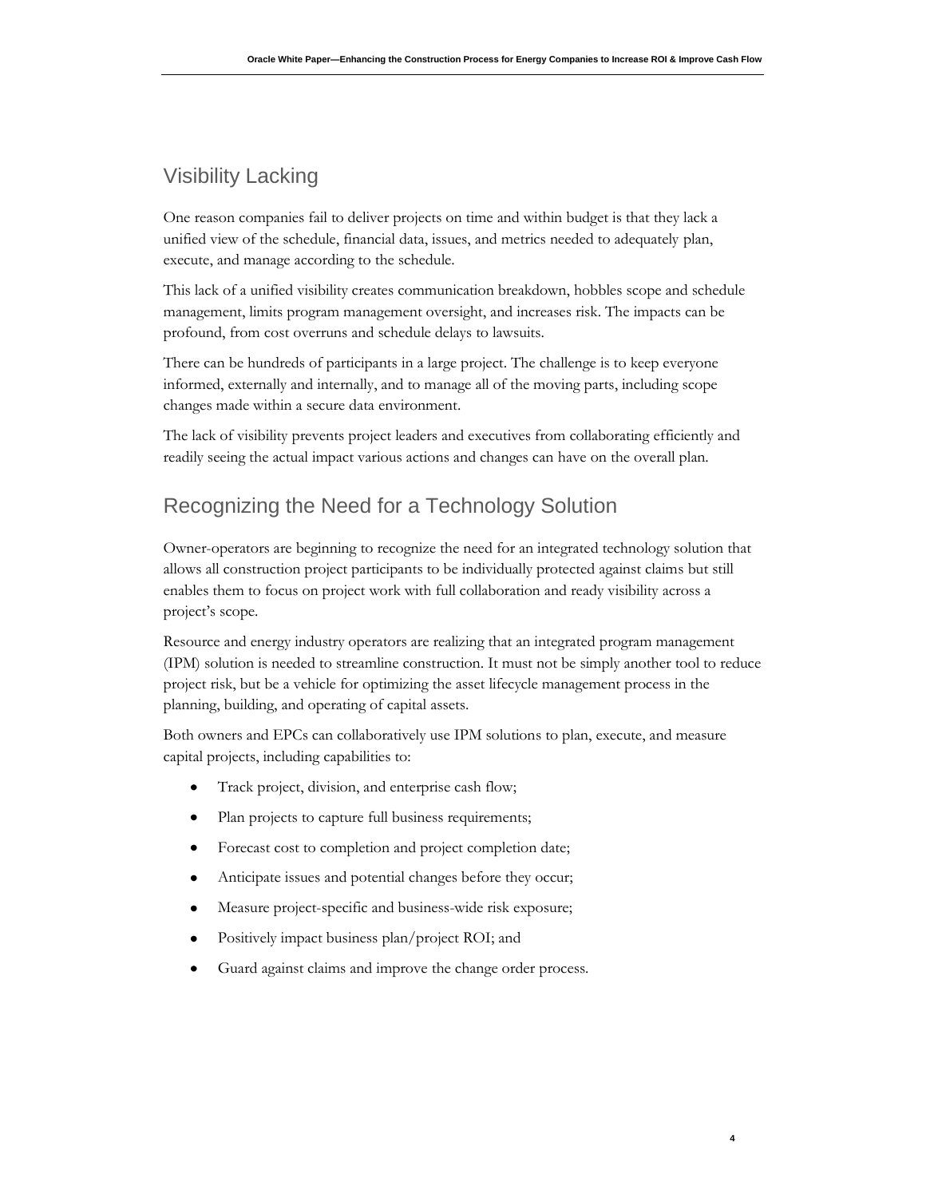## Visibility Lacking

One reason companies fail to deliver projects on time and within budget is that they lack a unified view of the schedule, financial data, issues, and metrics needed to adequately plan, execute, and manage according to the schedule.

This lack of a unified visibility creates communication breakdown, hobbles scope and schedule management, limits program management oversight, and increases risk. The impacts can be profound, from cost overruns and schedule delays to lawsuits.

There can be hundreds of participants in a large project. The challenge is to keep everyone informed, externally and internally, and to manage all of the moving parts, including scope changes made within a secure data environment.

The lack of visibility prevents project leaders and executives from collaborating efficiently and readily seeing the actual impact various actions and changes can have on the overall plan.

## Recognizing the Need for a Technology Solution

Owner-operators are beginning to recognize the need for an integrated technology solution that allows all construction project participants to be individually protected against claims but still enables them to focus on project work with full collaboration and ready visibility across a project's scope.

Resource and energy industry operators are realizing that an integrated program management (IPM) solution is needed to streamline construction. It must not be simply another tool to reduce project risk, but be a vehicle for optimizing the asset lifecycle management process in the planning, building, and operating of capital assets.

Both owners and EPCs can collaboratively use IPM solutions to plan, execute, and measure capital projects, including capabilities to:

- Track project, division, and enterprise cash flow;
- Plan projects to capture full business requirements;
- Forecast cost to completion and project completion date;
- Anticipate issues and potential changes before they occur;
- Measure project-specific and business-wide risk exposure;
- Positively impact business plan/project ROI; and
- Guard against claims and improve the change order process.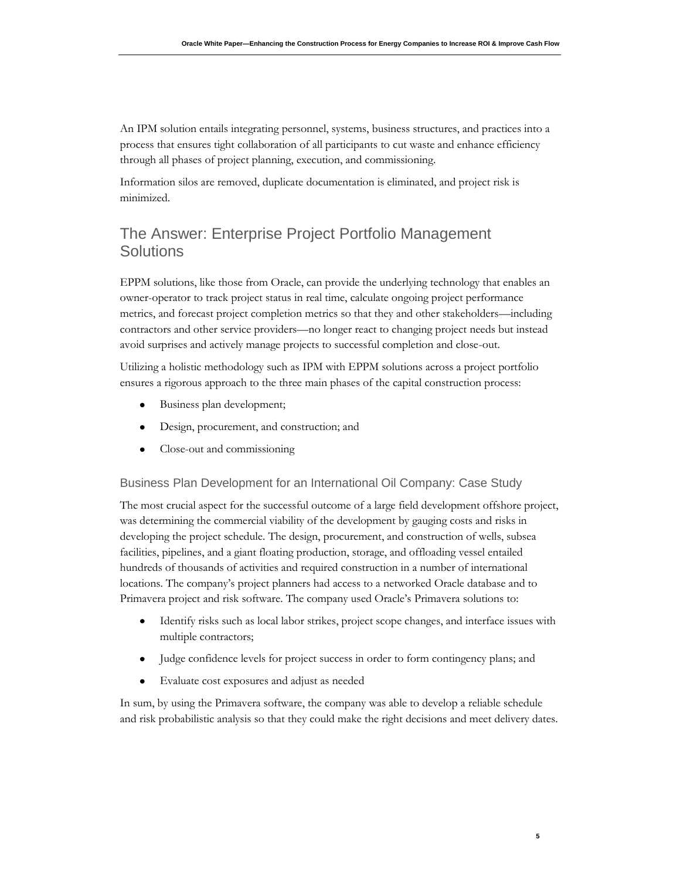An IPM solution entails integrating personnel, systems, business structures, and practices into a process that ensures tight collaboration of all participants to cut waste and enhance efficiency through all phases of project planning, execution, and commissioning.

Information silos are removed, duplicate documentation is eliminated, and project risk is minimized.

## The Answer: Enterprise Project Portfolio Management Solutions

EPPM solutions, like those from Oracle, can provide the underlying technology that enables an owner-operator to track project status in real time, calculate ongoing project performance metrics, and forecast project completion metrics so that they and other stakeholders—including contractors and other service providers—no longer react to changing project needs but instead avoid surprises and actively manage projects to successful completion and close-out.

Utilizing a holistic methodology such as IPM with EPPM solutions across a project portfolio ensures a rigorous approach to the three main phases of the capital construction process:

- Business plan development;
- Design, procurement, and construction; and
- Close-out and commissioning

### Business Plan Development for an International Oil Company: Case Study

The most crucial aspect for the successful outcome of a large field development offshore project, was determining the commercial viability of the development by gauging costs and risks in developing the project schedule. The design, procurement, and construction of wells, subsea facilities, pipelines, and a giant floating production, storage, and offloading vessel entailed hundreds of thousands of activities and required construction in a number of international locations. The company's project planners had access to a networked Oracle database and to Primavera project and risk software. The company used Oracle's Primavera solutions to:

- Identify risks such as local labor strikes, project scope changes, and interface issues with multiple contractors;
- Judge confidence levels for project success in order to form contingency plans; and
- Evaluate cost exposures and adjust as needed

In sum, by using the Primavera software, the company was able to develop a reliable schedule and risk probabilistic analysis so that they could make the right decisions and meet delivery dates.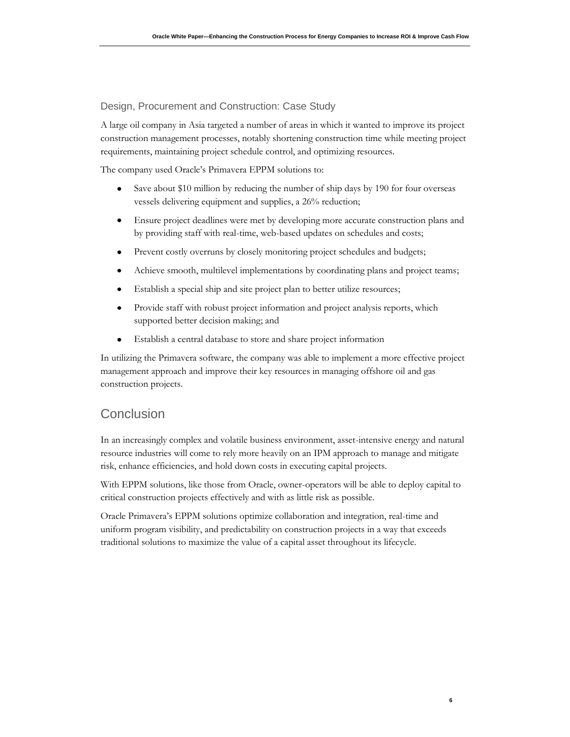### Design, Procurement and Construction: Case Study

A large oil company in Asia targeted a number of areas in which it wanted to improve its project construction management processes, notably shortening construction time while meeting project requirements, maintaining project schedule control, and optimizing resources.

The company used Oracle's Primavera EPPM solutions to:

- Save about $10 million by reducing the number of ship days by 190 for four overseas vessels delivering equipment and supplies, a 26% reduction;
- Ensure project deadlines were met by developing more accurate construction plans and by providing staff with real-time, web-based updates on schedules and costs;
- Prevent costly overruns by closely monitoring project schedules and budgets;
- Achieve smooth, multilevel implementations by coordinating plans and project teams;
- Establish a special ship and site project plan to better utilize resources;
- Provide staff with robust project information and project analysis reports, which supported better decision making; and
- Establish a central database to store and share project information

In utilizing the Primavera software, the company was able to implement a more effective project management approach and improve their key resources in managing offshore oil and gas construction projects.

## Conclusion

In an increasingly complex and volatile business environment, asset-intensive energy and natural resource industries will come to rely more heavily on an IPM approach to manage and mitigate risk, enhance efficiencies, and hold down costs in executing capital projects.

With EPPM solutions, like those from Oracle, owner-operators will be able to deploy capital to critical construction projects effectively and with as little risk as possible.

Oracle Primavera's EPPM solutions optimize collaboration and integration, real-time and uniform program visibility, and predictability on construction projects in a way that exceeds traditional solutions to maximize the value of a capital asset throughout its lifecycle.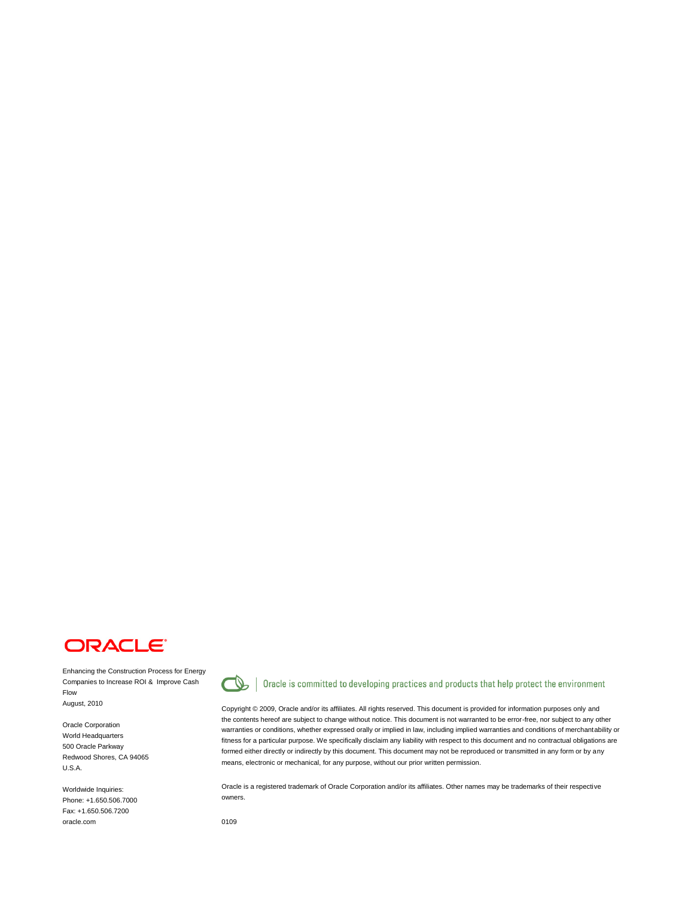ORACLE

Enhancing the Construction Process for Energy Companies to Increase ROI & Improve Cash Flow
August, 2010

Oracle Corporation
World Headquarters
500 Oracle Parkway
Redwood Shores, CA 94065
U.S.A.

Worldwide Inquiries:
Phone: +1.650.506.7000
Fax: +1.650.506.7200
oracle.com

Oracle is committed to developing practices and products that help protect the environment

Copyright © 2009, Oracle and/or its affiliates. All rights reserved. This document is provided for information purposes only and the contents hereof are subject to change without notice. This document is not warranted to be error-free, nor subject to any other warranties or conditions, whether expressed orally or implied in law, including implied warranties and conditions of merchantability or fitness for a particular purpose. We specifically disclaim any liability with respect to this document and no contractual obligations are formed either directly or indirectly by this document. This document may not be reproduced or transmitted in any form or by any means, electronic or mechanical, for any purpose, without our prior written permission.

Oracle is a registered trademark of Oracle Corporation and/or its affiliates. Other names may be trademarks of their respective owners.

0109